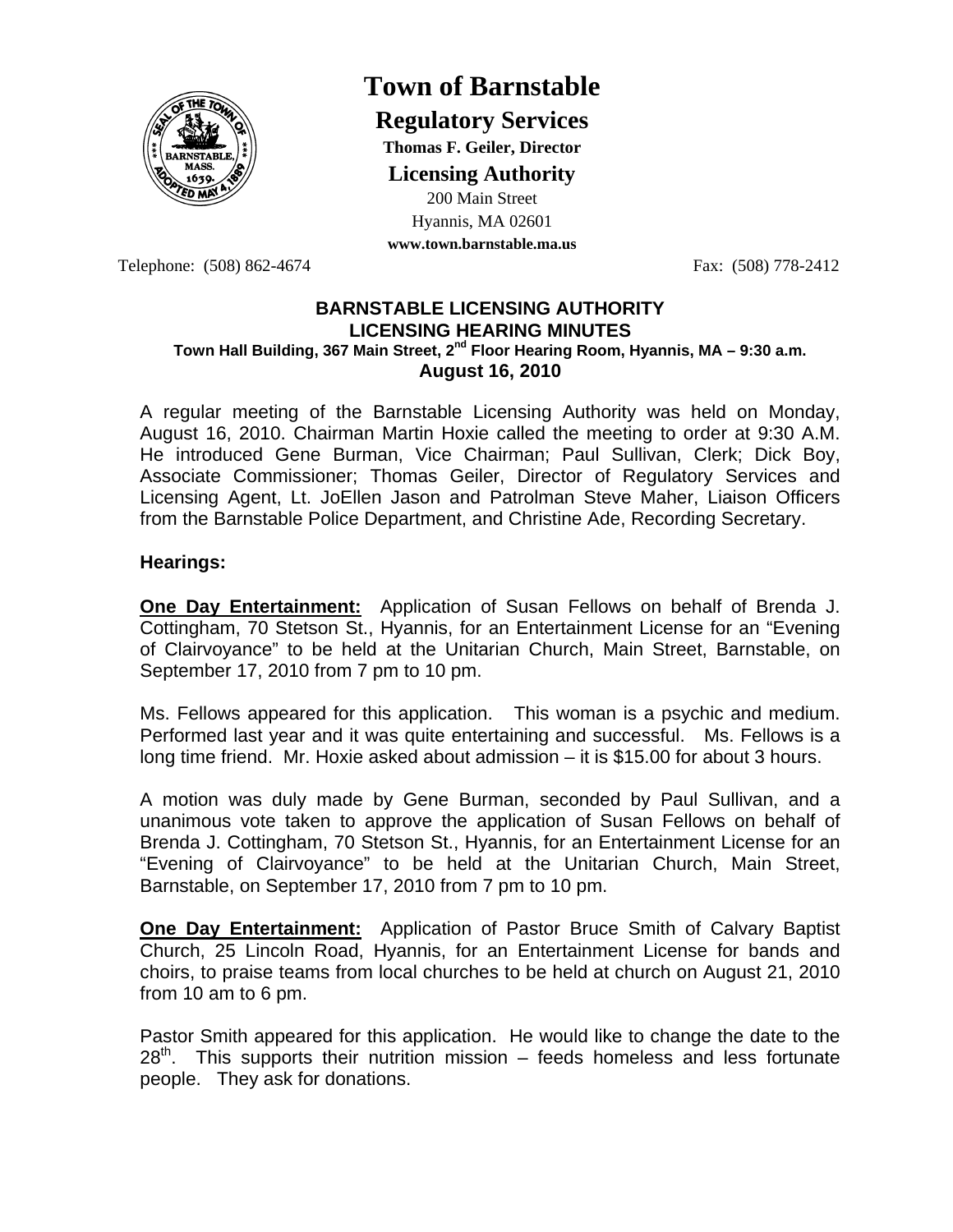# Town of Barnstable

## Regulatory Services

**Thomas F. Geiler, Director**

**Licensing Authority**

200 Main Street
Hyannis, MA 02601
**www.town.barnstable.ma.us**

Telephone: (508) 862-4674 Fax: (508) 778-2412

**BARNSTABLE LICENSING AUTHORITY**
**LICENSING HEARING MINUTES**
**Town Hall Building, 367 Main Street, 2nd Floor Hearing Room, Hyannis, MA – 9:30 a.m.**
**August 16, 2010**

A regular meeting of the Barnstable Licensing Authority was held on Monday, August 16, 2010. Chairman Martin Hoxie called the meeting to order at 9:30 A.M. He introduced Gene Burman, Vice Chairman; Paul Sullivan, Clerk; Dick Boy, Associate Commissioner; Thomas Geiler, Director of Regulatory Services and Licensing Agent, Lt. JoEllen Jason and Patrolman Steve Maher, Liaison Officers from the Barnstable Police Department, and Christine Ade, Recording Secretary.

**Hearings:**

**One Day Entertainment:** Application of Susan Fellows on behalf of Brenda J. Cottingham, 70 Stetson St., Hyannis, for an Entertainment License for an "Evening of Clairvoyance" to be held at the Unitarian Church, Main Street, Barnstable, on September 17, 2010 from 7 pm to 10 pm.

Ms. Fellows appeared for this application. This woman is a psychic and medium. Performed last year and it was quite entertaining and successful. Ms. Fellows is a long time friend. Mr. Hoxie asked about admission – it is $15.00 for about 3 hours.

A motion was duly made by Gene Burman, seconded by Paul Sullivan, and a unanimous vote taken to approve the application of Susan Fellows on behalf of Brenda J. Cottingham, 70 Stetson St., Hyannis, for an Entertainment License for an "Evening of Clairvoyance" to be held at the Unitarian Church, Main Street, Barnstable, on September 17, 2010 from 7 pm to 10 pm.

**One Day Entertainment:** Application of Pastor Bruce Smith of Calvary Baptist Church, 25 Lincoln Road, Hyannis, for an Entertainment License for bands and choirs, to praise teams from local churches to be held at church on August 21, 2010 from 10 am to 6 pm.

Pastor Smith appeared for this application. He would like to change the date to the 28th. This supports their nutrition mission – feeds homeless and less fortunate people. They ask for donations.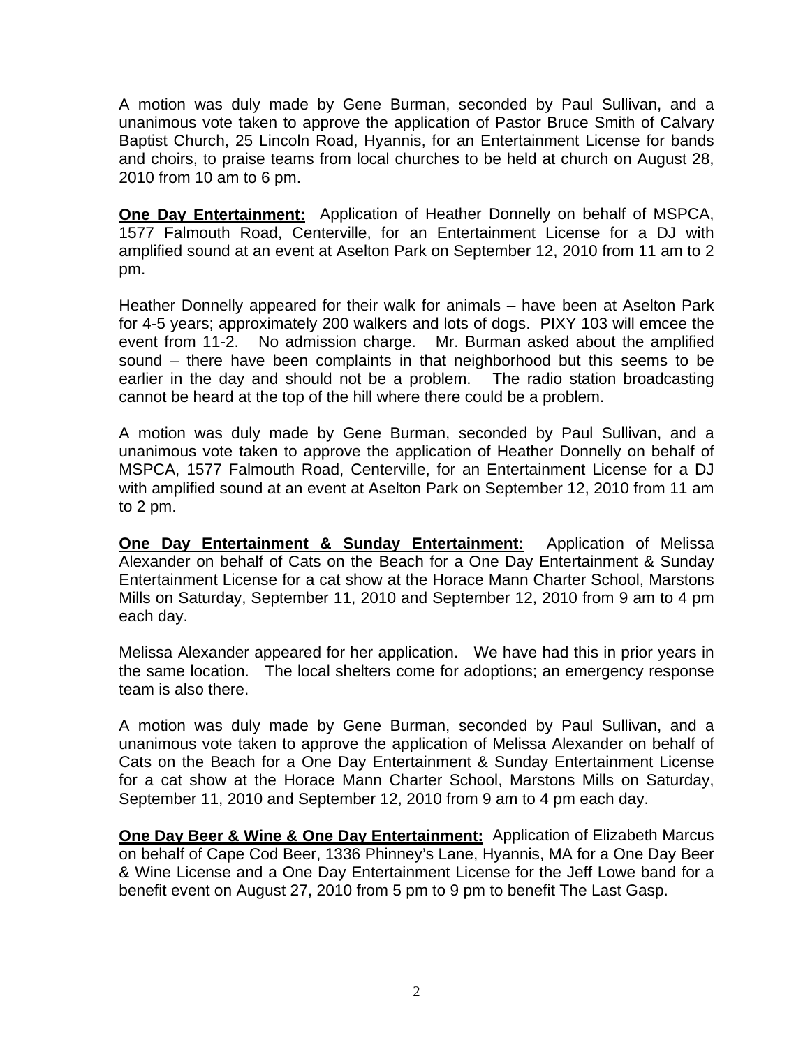A motion was duly made by Gene Burman, seconded by Paul Sullivan, and a unanimous vote taken to approve the application of Pastor Bruce Smith of Calvary Baptist Church, 25 Lincoln Road, Hyannis, for an Entertainment License for bands and choirs, to praise teams from local churches to be held at church on August 28, 2010 from 10 am to 6 pm.

**One Day Entertainment:** Application of Heather Donnelly on behalf of MSPCA, 1577 Falmouth Road, Centerville, for an Entertainment License for a DJ with amplified sound at an event at Aselton Park on September 12, 2010 from 11 am to 2 pm.

Heather Donnelly appeared for their walk for animals – have been at Aselton Park for 4-5 years; approximately 200 walkers and lots of dogs. PIXY 103 will emcee the event from 11-2. No admission charge. Mr. Burman asked about the amplified sound – there have been complaints in that neighborhood but this seems to be earlier in the day and should not be a problem. The radio station broadcasting cannot be heard at the top of the hill where there could be a problem.

A motion was duly made by Gene Burman, seconded by Paul Sullivan, and a unanimous vote taken to approve the application of Heather Donnelly on behalf of MSPCA, 1577 Falmouth Road, Centerville, for an Entertainment License for a DJ with amplified sound at an event at Aselton Park on September 12, 2010 from 11 am to 2 pm.

**One Day Entertainment & Sunday Entertainment:** Application of Melissa Alexander on behalf of Cats on the Beach for a One Day Entertainment & Sunday Entertainment License for a cat show at the Horace Mann Charter School, Marstons Mills on Saturday, September 11, 2010 and September 12, 2010 from 9 am to 4 pm each day.

Melissa Alexander appeared for her application. We have had this in prior years in the same location. The local shelters come for adoptions; an emergency response team is also there.

A motion was duly made by Gene Burman, seconded by Paul Sullivan, and a unanimous vote taken to approve the application of Melissa Alexander on behalf of Cats on the Beach for a One Day Entertainment & Sunday Entertainment License for a cat show at the Horace Mann Charter School, Marstons Mills on Saturday, September 11, 2010 and September 12, 2010 from 9 am to 4 pm each day.

**One Day Beer & Wine & One Day Entertainment:** Application of Elizabeth Marcus on behalf of Cape Cod Beer, 1336 Phinney's Lane, Hyannis, MA for a One Day Beer & Wine License and a One Day Entertainment License for the Jeff Lowe band for a benefit event on August 27, 2010 from 5 pm to 9 pm to benefit The Last Gasp.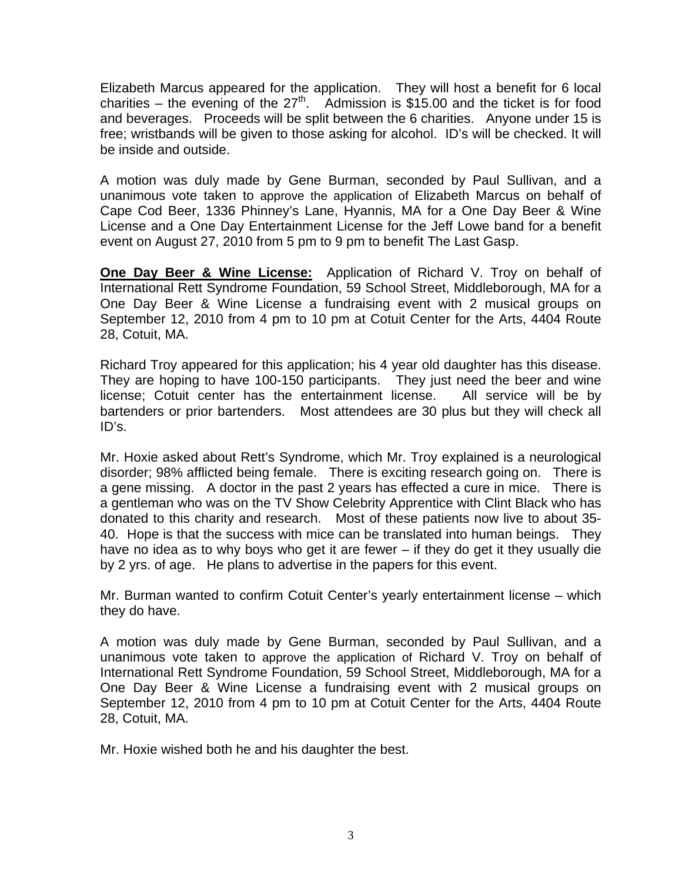Elizabeth Marcus appeared for the application. They will host a benefit for 6 local charities – the evening of the 27th. Admission is $15.00 and the ticket is for food and beverages. Proceeds will be split between the 6 charities. Anyone under 15 is free; wristbands will be given to those asking for alcohol. ID's will be checked. It will be inside and outside.

A motion was duly made by Gene Burman, seconded by Paul Sullivan, and a unanimous vote taken to approve the application of Elizabeth Marcus on behalf of Cape Cod Beer, 1336 Phinney's Lane, Hyannis, MA for a One Day Beer & Wine License and a One Day Entertainment License for the Jeff Lowe band for a benefit event on August 27, 2010 from 5 pm to 9 pm to benefit The Last Gasp.

**One Day Beer & Wine License:** Application of Richard V. Troy on behalf of International Rett Syndrome Foundation, 59 School Street, Middleborough, MA for a One Day Beer & Wine License a fundraising event with 2 musical groups on September 12, 2010 from 4 pm to 10 pm at Cotuit Center for the Arts, 4404 Route 28, Cotuit, MA.

Richard Troy appeared for this application; his 4 year old daughter has this disease. They are hoping to have 100-150 participants. They just need the beer and wine license; Cotuit center has the entertainment license. All service will be by bartenders or prior bartenders. Most attendees are 30 plus but they will check all ID's.

Mr. Hoxie asked about Rett's Syndrome, which Mr. Troy explained is a neurological disorder; 98% afflicted being female. There is exciting research going on. There is a gene missing. A doctor in the past 2 years has effected a cure in mice. There is a gentleman who was on the TV Show Celebrity Apprentice with Clint Black who has donated to this charity and research. Most of these patients now live to about 35-40. Hope is that the success with mice can be translated into human beings. They have no idea as to why boys who get it are fewer – if they do get it they usually die by 2 yrs. of age. He plans to advertise in the papers for this event.

Mr. Burman wanted to confirm Cotuit Center's yearly entertainment license – which they do have.

A motion was duly made by Gene Burman, seconded by Paul Sullivan, and a unanimous vote taken to approve the application of Richard V. Troy on behalf of International Rett Syndrome Foundation, 59 School Street, Middleborough, MA for a One Day Beer & Wine License a fundraising event with 2 musical groups on September 12, 2010 from 4 pm to 10 pm at Cotuit Center for the Arts, 4404 Route 28, Cotuit, MA.

Mr. Hoxie wished both he and his daughter the best.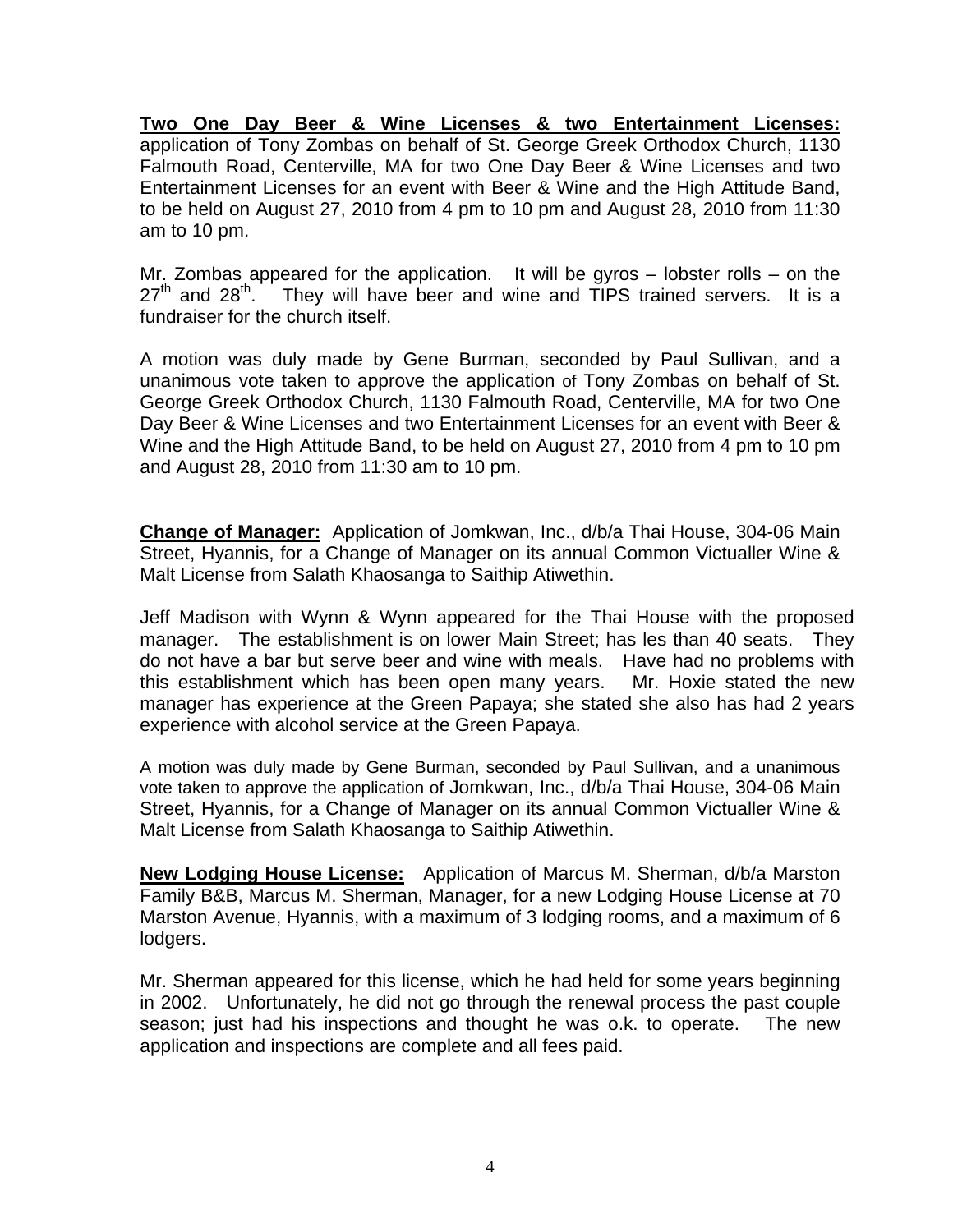**Two One Day Beer & Wine Licenses & two Entertainment Licenses:** application of Tony Zombas on behalf of St. George Greek Orthodox Church, 1130 Falmouth Road, Centerville, MA for two One Day Beer & Wine Licenses and two Entertainment Licenses for an event with Beer & Wine and the High Attitude Band, to be held on August 27, 2010 from 4 pm to 10 pm and August 28, 2010 from 11:30 am to 10 pm.

Mr. Zombas appeared for the application. It will be gyros – lobster rolls – on the 27th and 28th. They will have beer and wine and TIPS trained servers. It is a fundraiser for the church itself.

A motion was duly made by Gene Burman, seconded by Paul Sullivan, and a unanimous vote taken to approve the application of Tony Zombas on behalf of St. George Greek Orthodox Church, 1130 Falmouth Road, Centerville, MA for two One Day Beer & Wine Licenses and two Entertainment Licenses for an event with Beer & Wine and the High Attitude Band, to be held on August 27, 2010 from 4 pm to 10 pm and August 28, 2010 from 11:30 am to 10 pm.

**Change of Manager:** Application of Jomkwan, Inc., d/b/a Thai House, 304-06 Main Street, Hyannis, for a Change of Manager on its annual Common Victualler Wine & Malt License from Salath Khaosanga to Saithip Atiwethin.

Jeff Madison with Wynn & Wynn appeared for the Thai House with the proposed manager. The establishment is on lower Main Street; has les than 40 seats. They do not have a bar but serve beer and wine with meals. Have had no problems with this establishment which has been open many years. Mr. Hoxie stated the new manager has experience at the Green Papaya; she stated she also has had 2 years experience with alcohol service at the Green Papaya.

A motion was duly made by Gene Burman, seconded by Paul Sullivan, and a unanimous vote taken to approve the application of Jomkwan, Inc., d/b/a Thai House, 304-06 Main Street, Hyannis, for a Change of Manager on its annual Common Victualler Wine & Malt License from Salath Khaosanga to Saithip Atiwethin.

**New Lodging House License:** Application of Marcus M. Sherman, d/b/a Marston Family B&B, Marcus M. Sherman, Manager, for a new Lodging House License at 70 Marston Avenue, Hyannis, with a maximum of 3 lodging rooms, and a maximum of 6 lodgers.

Mr. Sherman appeared for this license, which he had held for some years beginning in 2002. Unfortunately, he did not go through the renewal process the past couple season; just had his inspections and thought he was o.k. to operate. The new application and inspections are complete and all fees paid.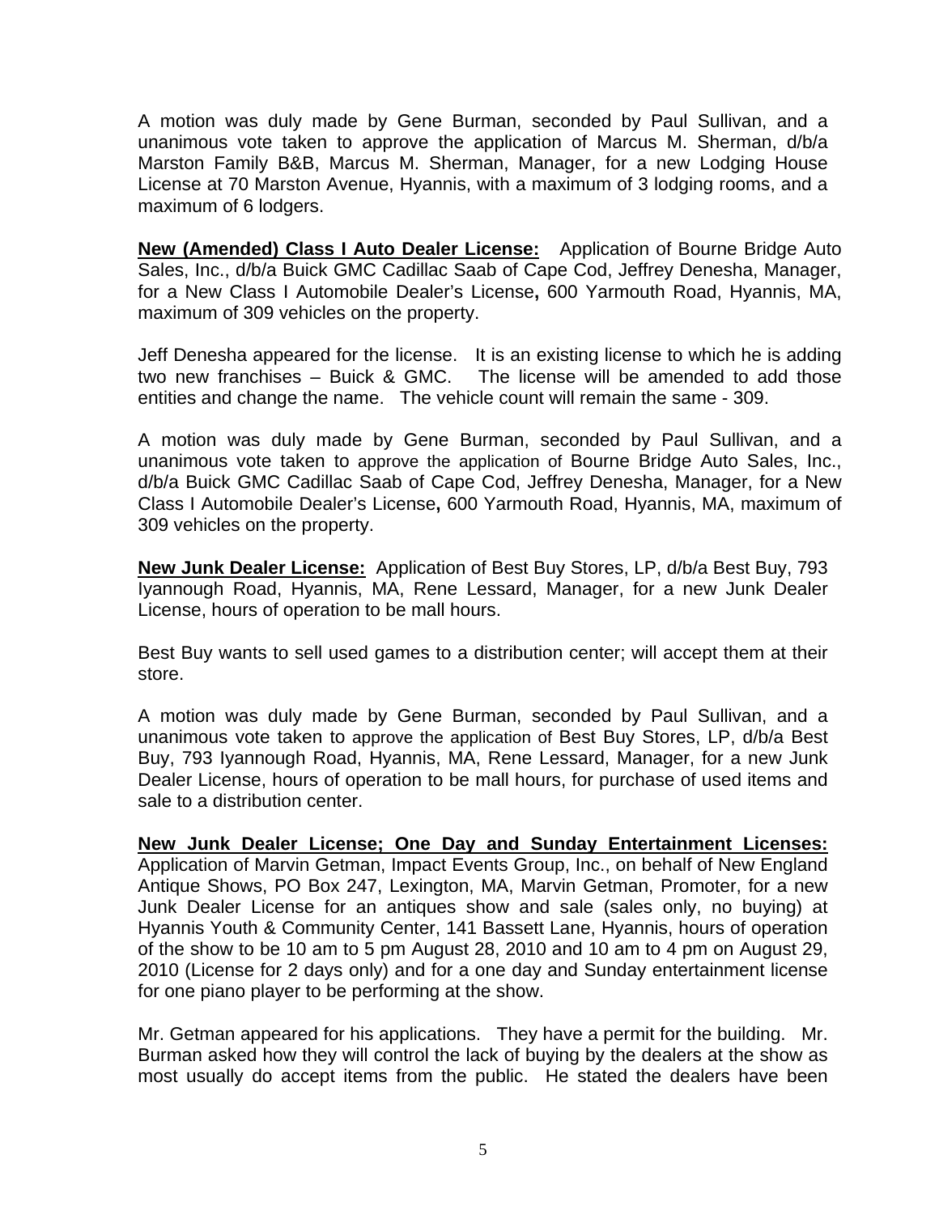A motion was duly made by Gene Burman, seconded by Paul Sullivan, and a unanimous vote taken to approve the application of Marcus M. Sherman, d/b/a Marston Family B&B, Marcus M. Sherman, Manager, for a new Lodging House License at 70 Marston Avenue, Hyannis, with a maximum of 3 lodging rooms, and a maximum of 6 lodgers.

**New (Amended) Class I Auto Dealer License:** Application of Bourne Bridge Auto Sales, Inc., d/b/a Buick GMC Cadillac Saab of Cape Cod, Jeffrey Denesha, Manager, for a New Class I Automobile Dealer's License**,** 600 Yarmouth Road, Hyannis, MA, maximum of 309 vehicles on the property.

Jeff Denesha appeared for the license. It is an existing license to which he is adding two new franchises – Buick & GMC. The license will be amended to add those entities and change the name. The vehicle count will remain the same - 309.

A motion was duly made by Gene Burman, seconded by Paul Sullivan, and a unanimous vote taken to approve the application of Bourne Bridge Auto Sales, Inc., d/b/a Buick GMC Cadillac Saab of Cape Cod, Jeffrey Denesha, Manager, for a New Class I Automobile Dealer's License**,** 600 Yarmouth Road, Hyannis, MA, maximum of 309 vehicles on the property.

**New Junk Dealer License:** Application of Best Buy Stores, LP, d/b/a Best Buy, 793 Iyannough Road, Hyannis, MA, Rene Lessard, Manager, for a new Junk Dealer License, hours of operation to be mall hours.

Best Buy wants to sell used games to a distribution center; will accept them at their store.

A motion was duly made by Gene Burman, seconded by Paul Sullivan, and a unanimous vote taken to approve the application of Best Buy Stores, LP, d/b/a Best Buy, 793 Iyannough Road, Hyannis, MA, Rene Lessard, Manager, for a new Junk Dealer License, hours of operation to be mall hours, for purchase of used items and sale to a distribution center.

**New Junk Dealer License; One Day and Sunday Entertainment Licenses:** Application of Marvin Getman, Impact Events Group, Inc., on behalf of New England Antique Shows, PO Box 247, Lexington, MA, Marvin Getman, Promoter, for a new Junk Dealer License for an antiques show and sale (sales only, no buying) at Hyannis Youth & Community Center, 141 Bassett Lane, Hyannis, hours of operation of the show to be 10 am to 5 pm August 28, 2010 and 10 am to 4 pm on August 29, 2010 (License for 2 days only) and for a one day and Sunday entertainment license for one piano player to be performing at the show.

Mr. Getman appeared for his applications. They have a permit for the building. Mr. Burman asked how they will control the lack of buying by the dealers at the show as most usually do accept items from the public. He stated the dealers have been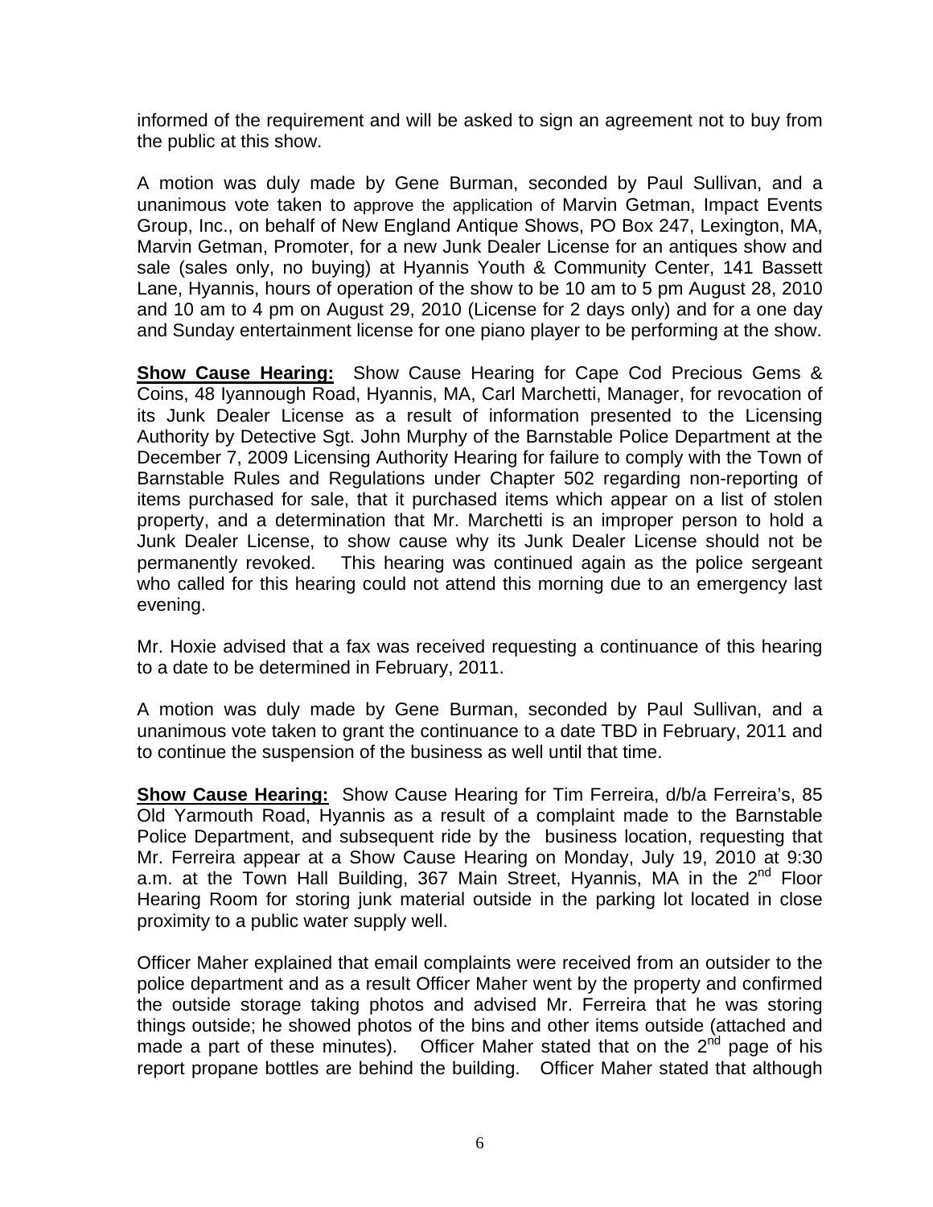informed of the requirement and will be asked to sign an agreement not to buy from the public at this show.

A motion was duly made by Gene Burman, seconded by Paul Sullivan, and a unanimous vote taken to approve the application of Marvin Getman, Impact Events Group, Inc., on behalf of New England Antique Shows, PO Box 247, Lexington, MA, Marvin Getman, Promoter, for a new Junk Dealer License for an antiques show and sale (sales only, no buying) at Hyannis Youth & Community Center, 141 Bassett Lane, Hyannis, hours of operation of the show to be 10 am to 5 pm August 28, 2010 and 10 am to 4 pm on August 29, 2010 (License for 2 days only) and for a one day and Sunday entertainment license for one piano player to be performing at the show.

**Show Cause Hearing:** Show Cause Hearing for Cape Cod Precious Gems & Coins, 48 Iyannough Road, Hyannis, MA, Carl Marchetti, Manager, for revocation of its Junk Dealer License as a result of information presented to the Licensing Authority by Detective Sgt. John Murphy of the Barnstable Police Department at the December 7, 2009 Licensing Authority Hearing for failure to comply with the Town of Barnstable Rules and Regulations under Chapter 502 regarding non-reporting of items purchased for sale, that it purchased items which appear on a list of stolen property, and a determination that Mr. Marchetti is an improper person to hold a Junk Dealer License, to show cause why its Junk Dealer License should not be permanently revoked. This hearing was continued again as the police sergeant who called for this hearing could not attend this morning due to an emergency last evening.

Mr. Hoxie advised that a fax was received requesting a continuance of this hearing to a date to be determined in February, 2011.

A motion was duly made by Gene Burman, seconded by Paul Sullivan, and a unanimous vote taken to grant the continuance to a date TBD in February, 2011 and to continue the suspension of the business as well until that time.

**Show Cause Hearing:** Show Cause Hearing for Tim Ferreira, d/b/a Ferreira's, 85 Old Yarmouth Road, Hyannis as a result of a complaint made to the Barnstable Police Department, and subsequent ride by the business location, requesting that Mr. Ferreira appear at a Show Cause Hearing on Monday, July 19, 2010 at 9:30 a.m. at the Town Hall Building, 367 Main Street, Hyannis, MA in the 2nd Floor Hearing Room for storing junk material outside in the parking lot located in close proximity to a public water supply well.

Officer Maher explained that email complaints were received from an outsider to the police department and as a result Officer Maher went by the property and confirmed the outside storage taking photos and advised Mr. Ferreira that he was storing things outside; he showed photos of the bins and other items outside (attached and made a part of these minutes). Officer Maher stated that on the 2nd page of his report propane bottles are behind the building. Officer Maher stated that although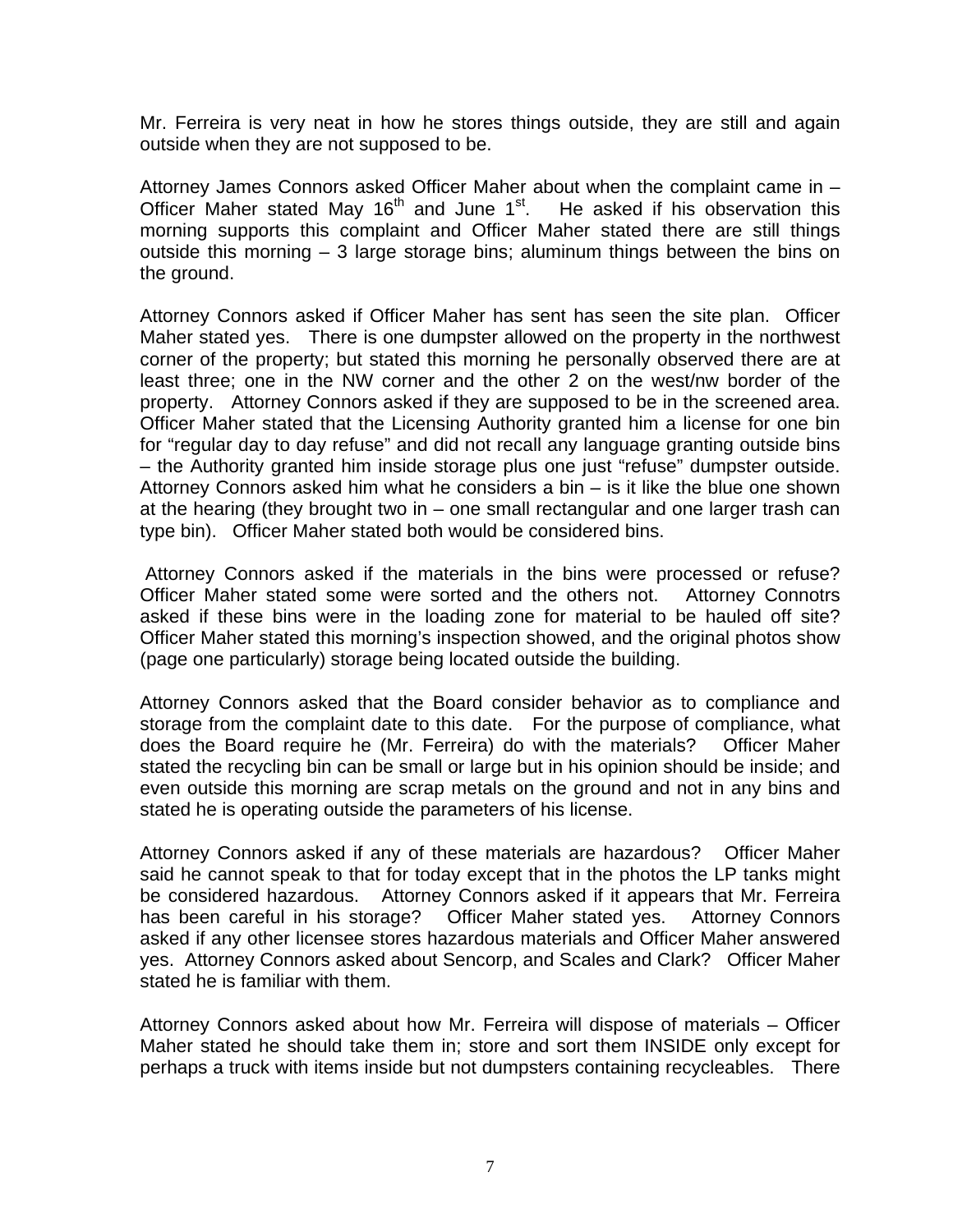Mr. Ferreira is very neat in how he stores things outside, they are still and again outside when they are not supposed to be.

Attorney James Connors asked Officer Maher about when the complaint came in – Officer Maher stated May 16th and June 1st. He asked if his observation this morning supports this complaint and Officer Maher stated there are still things outside this morning – 3 large storage bins; aluminum things between the bins on the ground.

Attorney Connors asked if Officer Maher has sent has seen the site plan. Officer Maher stated yes. There is one dumpster allowed on the property in the northwest corner of the property; but stated this morning he personally observed there are at least three; one in the NW corner and the other 2 on the west/nw border of the property. Attorney Connors asked if they are supposed to be in the screened area. Officer Maher stated that the Licensing Authority granted him a license for one bin for "regular day to day refuse" and did not recall any language granting outside bins – the Authority granted him inside storage plus one just "refuse" dumpster outside. Attorney Connors asked him what he considers a bin – is it like the blue one shown at the hearing (they brought two in – one small rectangular and one larger trash can type bin). Officer Maher stated both would be considered bins.

Attorney Connors asked if the materials in the bins were processed or refuse? Officer Maher stated some were sorted and the others not. Attorney Connotrs asked if these bins were in the loading zone for material to be hauled off site? Officer Maher stated this morning's inspection showed, and the original photos show (page one particularly) storage being located outside the building.

Attorney Connors asked that the Board consider behavior as to compliance and storage from the complaint date to this date. For the purpose of compliance, what does the Board require he (Mr. Ferreira) do with the materials? Officer Maher stated the recycling bin can be small or large but in his opinion should be inside; and even outside this morning are scrap metals on the ground and not in any bins and stated he is operating outside the parameters of his license.

Attorney Connors asked if any of these materials are hazardous? Officer Maher said he cannot speak to that for today except that in the photos the LP tanks might be considered hazardous. Attorney Connors asked if it appears that Mr. Ferreira has been careful in his storage? Officer Maher stated yes. Attorney Connors asked if any other licensee stores hazardous materials and Officer Maher answered yes. Attorney Connors asked about Sencorp, and Scales and Clark? Officer Maher stated he is familiar with them.

Attorney Connors asked about how Mr. Ferreira will dispose of materials – Officer Maher stated he should take them in; store and sort them INSIDE only except for perhaps a truck with items inside but not dumpsters containing recycleables. There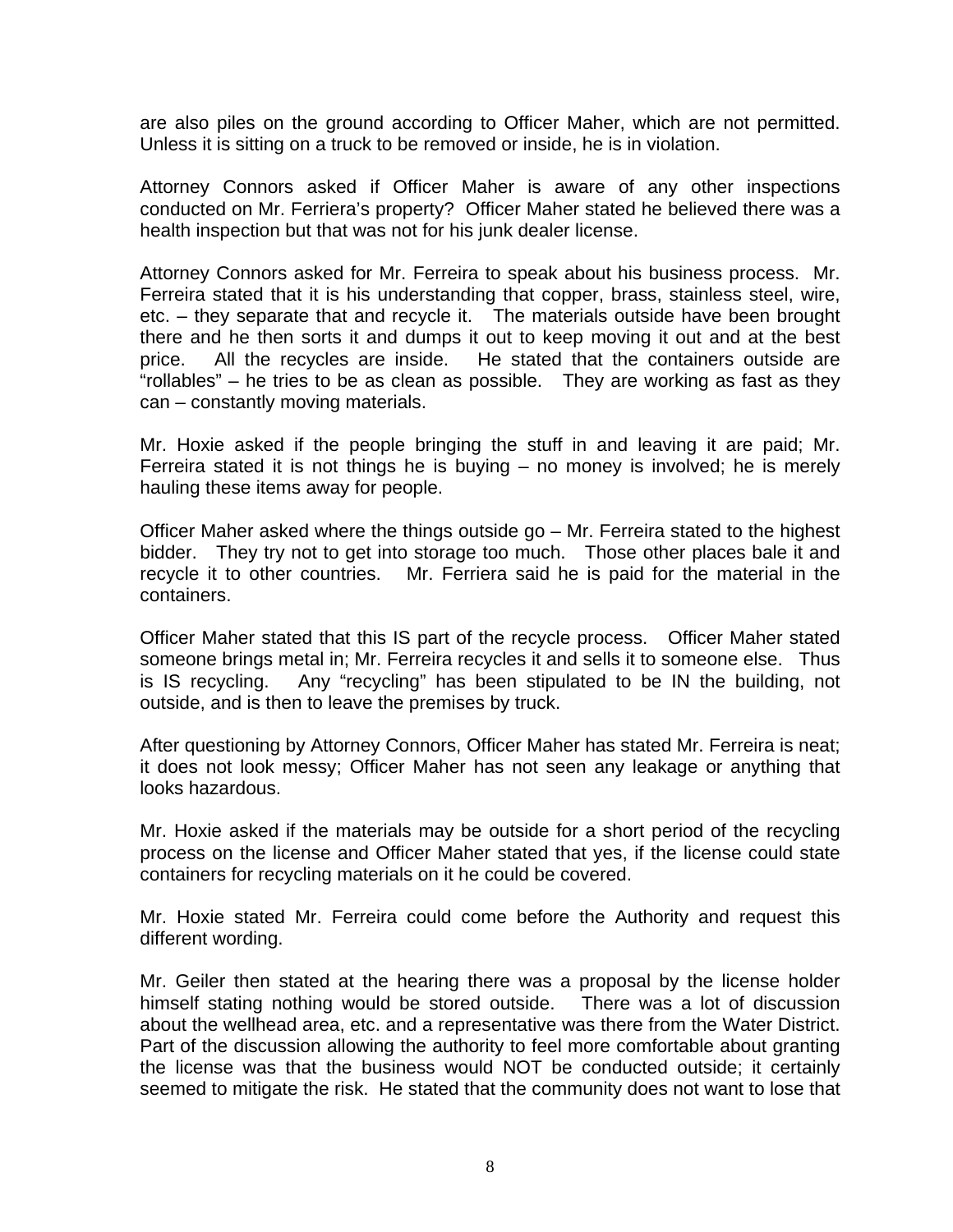are also piles on the ground according to Officer Maher, which are not permitted. Unless it is sitting on a truck to be removed or inside, he is in violation.

Attorney Connors asked if Officer Maher is aware of any other inspections conducted on Mr. Ferriera's property? Officer Maher stated he believed there was a health inspection but that was not for his junk dealer license.

Attorney Connors asked for Mr. Ferreira to speak about his business process. Mr. Ferreira stated that it is his understanding that copper, brass, stainless steel, wire, etc. – they separate that and recycle it. The materials outside have been brought there and he then sorts it and dumps it out to keep moving it out and at the best price. All the recycles are inside. He stated that the containers outside are "rollables" – he tries to be as clean as possible. They are working as fast as they can – constantly moving materials.

Mr. Hoxie asked if the people bringing the stuff in and leaving it are paid; Mr. Ferreira stated it is not things he is buying – no money is involved; he is merely hauling these items away for people.

Officer Maher asked where the things outside go – Mr. Ferreira stated to the highest bidder. They try not to get into storage too much. Those other places bale it and recycle it to other countries. Mr. Ferriera said he is paid for the material in the containers.

Officer Maher stated that this IS part of the recycle process. Officer Maher stated someone brings metal in; Mr. Ferreira recycles it and sells it to someone else. Thus is IS recycling. Any "recycling" has been stipulated to be IN the building, not outside, and is then to leave the premises by truck.

After questioning by Attorney Connors, Officer Maher has stated Mr. Ferreira is neat; it does not look messy; Officer Maher has not seen any leakage or anything that looks hazardous.

Mr. Hoxie asked if the materials may be outside for a short period of the recycling process on the license and Officer Maher stated that yes, if the license could state containers for recycling materials on it he could be covered.

Mr. Hoxie stated Mr. Ferreira could come before the Authority and request this different wording.

Mr. Geiler then stated at the hearing there was a proposal by the license holder himself stating nothing would be stored outside. There was a lot of discussion about the wellhead area, etc. and a representative was there from the Water District. Part of the discussion allowing the authority to feel more comfortable about granting the license was that the business would NOT be conducted outside; it certainly seemed to mitigate the risk. He stated that the community does not want to lose that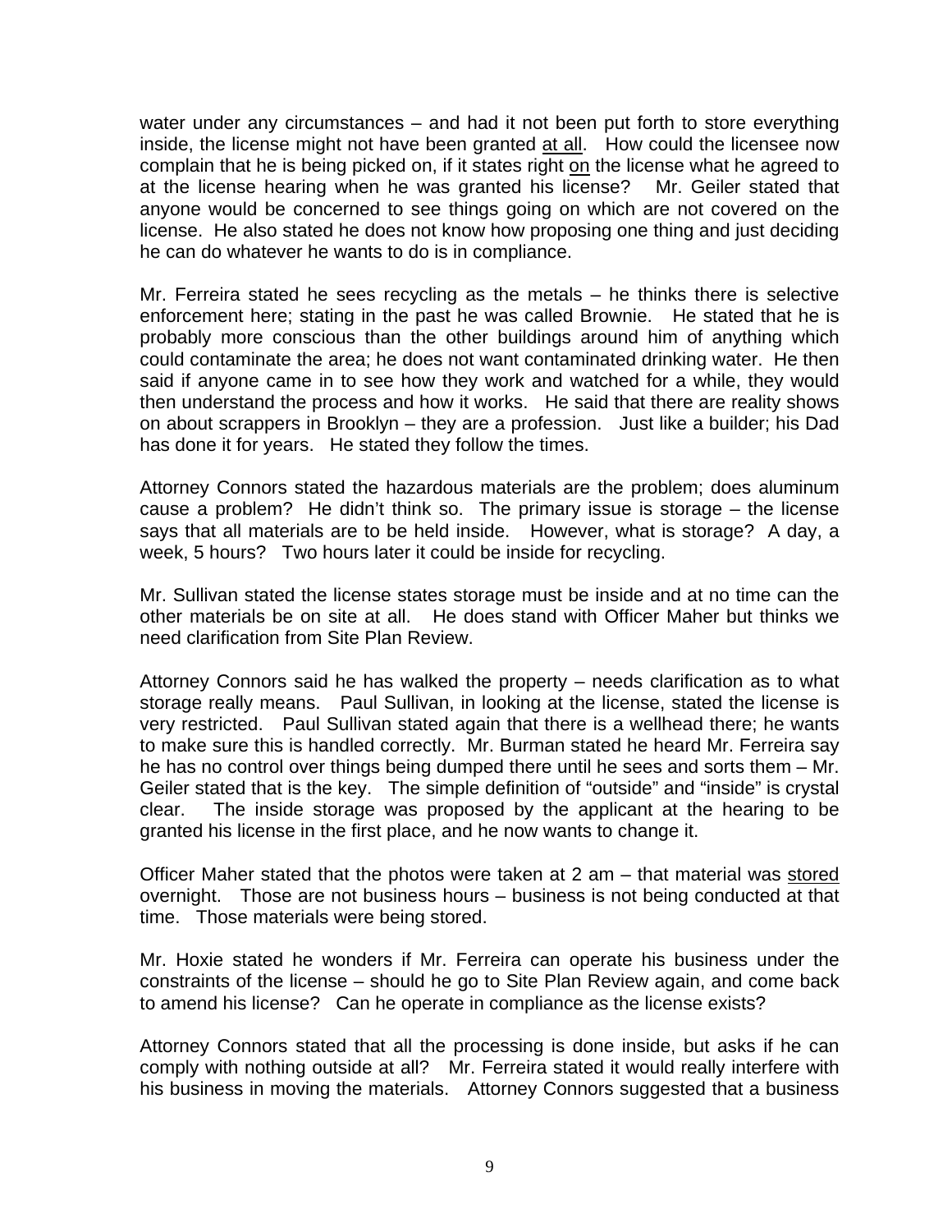water under any circumstances – and had it not been put forth to store everything inside, the license might not have been granted at all. How could the licensee now complain that he is being picked on, if it states right on the license what he agreed to at the license hearing when he was granted his license? Mr. Geiler stated that anyone would be concerned to see things going on which are not covered on the license. He also stated he does not know how proposing one thing and just deciding he can do whatever he wants to do is in compliance.

Mr. Ferreira stated he sees recycling as the metals – he thinks there is selective enforcement here; stating in the past he was called Brownie. He stated that he is probably more conscious than the other buildings around him of anything which could contaminate the area; he does not want contaminated drinking water. He then said if anyone came in to see how they work and watched for a while, they would then understand the process and how it works. He said that there are reality shows on about scrappers in Brooklyn – they are a profession. Just like a builder; his Dad has done it for years. He stated they follow the times.

Attorney Connors stated the hazardous materials are the problem; does aluminum cause a problem? He didn't think so. The primary issue is storage – the license says that all materials are to be held inside. However, what is storage? A day, a week, 5 hours? Two hours later it could be inside for recycling.

Mr. Sullivan stated the license states storage must be inside and at no time can the other materials be on site at all. He does stand with Officer Maher but thinks we need clarification from Site Plan Review.

Attorney Connors said he has walked the property – needs clarification as to what storage really means. Paul Sullivan, in looking at the license, stated the license is very restricted. Paul Sullivan stated again that there is a wellhead there; he wants to make sure this is handled correctly. Mr. Burman stated he heard Mr. Ferreira say he has no control over things being dumped there until he sees and sorts them – Mr. Geiler stated that is the key. The simple definition of "outside" and "inside" is crystal clear. The inside storage was proposed by the applicant at the hearing to be granted his license in the first place, and he now wants to change it.

Officer Maher stated that the photos were taken at 2 am – that material was stored overnight. Those are not business hours – business is not being conducted at that time. Those materials were being stored.

Mr. Hoxie stated he wonders if Mr. Ferreira can operate his business under the constraints of the license – should he go to Site Plan Review again, and come back to amend his license? Can he operate in compliance as the license exists?

Attorney Connors stated that all the processing is done inside, but asks if he can comply with nothing outside at all? Mr. Ferreira stated it would really interfere with his business in moving the materials. Attorney Connors suggested that a business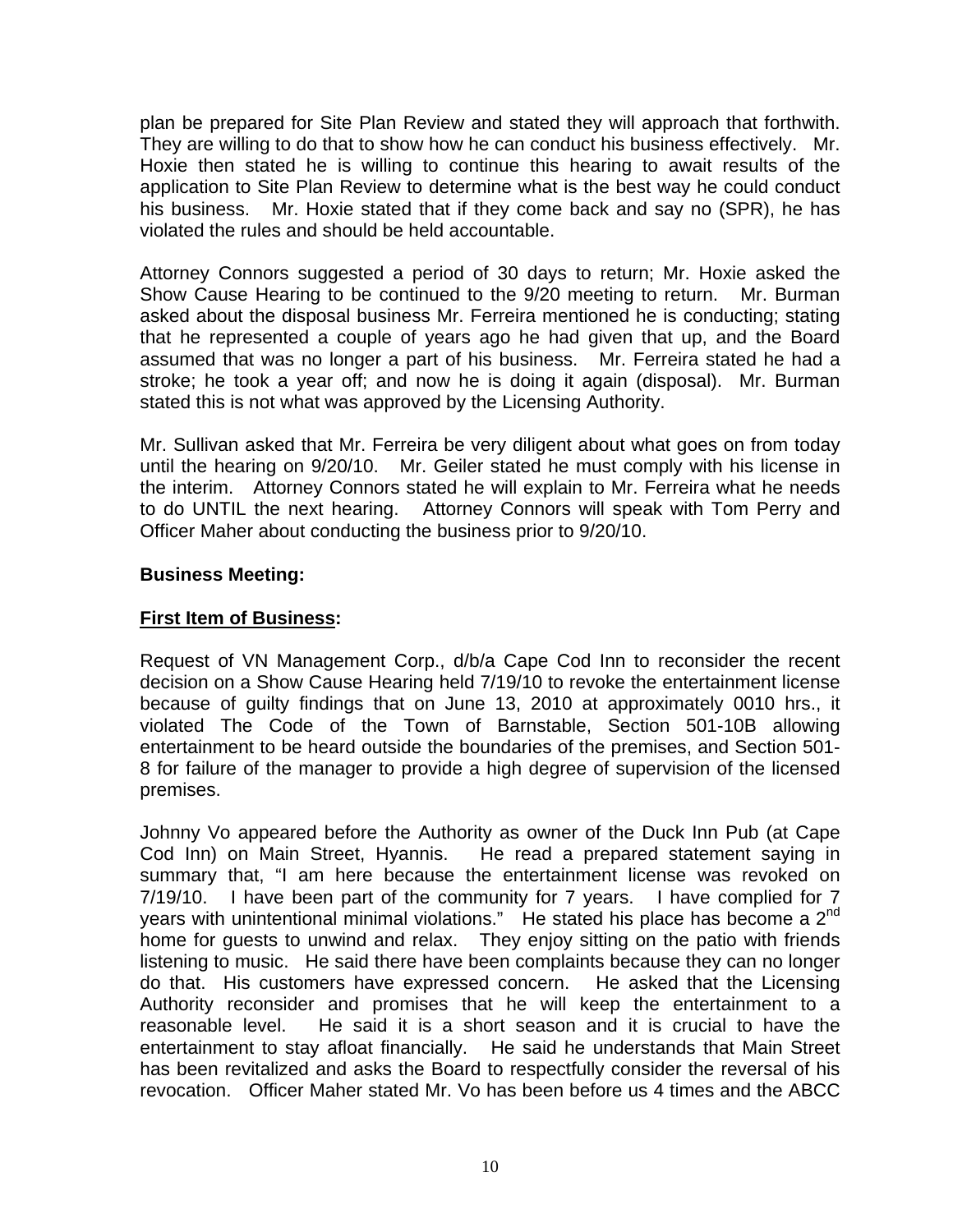plan be prepared for Site Plan Review and stated they will approach that forthwith. They are willing to do that to show how he can conduct his business effectively. Mr. Hoxie then stated he is willing to continue this hearing to await results of the application to Site Plan Review to determine what is the best way he could conduct his business. Mr. Hoxie stated that if they come back and say no (SPR), he has violated the rules and should be held accountable.

Attorney Connors suggested a period of 30 days to return; Mr. Hoxie asked the Show Cause Hearing to be continued to the 9/20 meeting to return. Mr. Burman asked about the disposal business Mr. Ferreira mentioned he is conducting; stating that he represented a couple of years ago he had given that up, and the Board assumed that was no longer a part of his business. Mr. Ferreira stated he had a stroke; he took a year off; and now he is doing it again (disposal). Mr. Burman stated this is not what was approved by the Licensing Authority.

Mr. Sullivan asked that Mr. Ferreira be very diligent about what goes on from today until the hearing on 9/20/10. Mr. Geiler stated he must comply with his license in the interim. Attorney Connors stated he will explain to Mr. Ferreira what he needs to do UNTIL the next hearing. Attorney Connors will speak with Tom Perry and Officer Maher about conducting the business prior to 9/20/10.

**Business Meeting:**

**<u>First Item of Business</u>:**

Request of VN Management Corp., d/b/a Cape Cod Inn to reconsider the recent decision on a Show Cause Hearing held 7/19/10 to revoke the entertainment license because of guilty findings that on June 13, 2010 at approximately 0010 hrs., it violated The Code of the Town of Barnstable, Section 501-10B allowing entertainment to be heard outside the boundaries of the premises, and Section 501-8 for failure of the manager to provide a high degree of supervision of the licensed premises.

Johnny Vo appeared before the Authority as owner of the Duck Inn Pub (at Cape Cod Inn) on Main Street, Hyannis. He read a prepared statement saying in summary that, "I am here because the entertainment license was revoked on 7/19/10. I have been part of the community for 7 years. I have complied for 7 years with unintentional minimal violations." He stated his place has become a 2nd home for guests to unwind and relax. They enjoy sitting on the patio with friends listening to music. He said there have been complaints because they can no longer do that. His customers have expressed concern. He asked that the Licensing Authority reconsider and promises that he will keep the entertainment to a reasonable level. He said it is a short season and it is crucial to have the entertainment to stay afloat financially. He said he understands that Main Street has been revitalized and asks the Board to respectfully consider the reversal of his revocation. Officer Maher stated Mr. Vo has been before us 4 times and the ABCC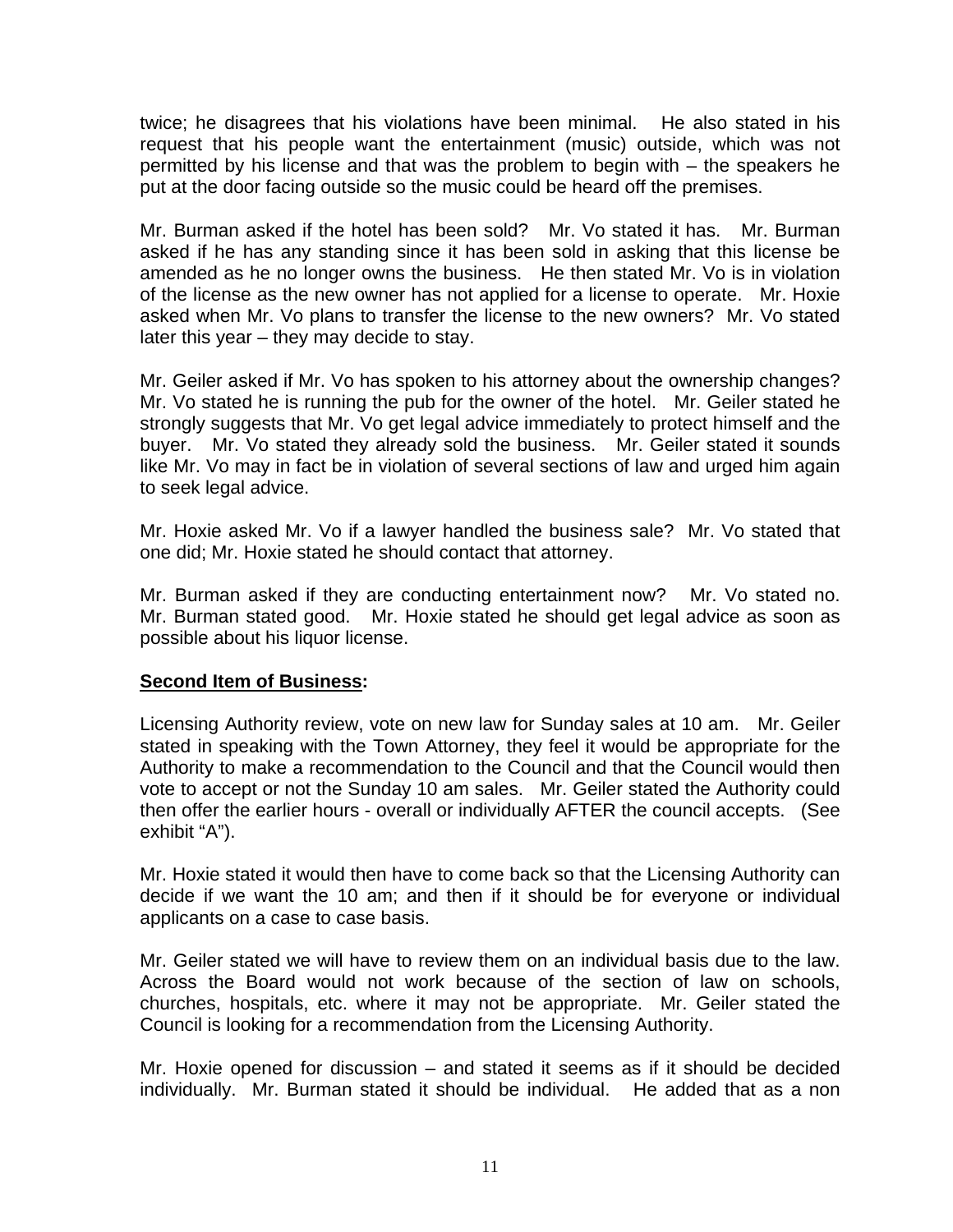twice; he disagrees that his violations have been minimal. He also stated in his request that his people want the entertainment (music) outside, which was not permitted by his license and that was the problem to begin with – the speakers he put at the door facing outside so the music could be heard off the premises.

Mr. Burman asked if the hotel has been sold? Mr. Vo stated it has. Mr. Burman asked if he has any standing since it has been sold in asking that this license be amended as he no longer owns the business. He then stated Mr. Vo is in violation of the license as the new owner has not applied for a license to operate. Mr. Hoxie asked when Mr. Vo plans to transfer the license to the new owners? Mr. Vo stated later this year – they may decide to stay.

Mr. Geiler asked if Mr. Vo has spoken to his attorney about the ownership changes? Mr. Vo stated he is running the pub for the owner of the hotel. Mr. Geiler stated he strongly suggests that Mr. Vo get legal advice immediately to protect himself and the buyer. Mr. Vo stated they already sold the business. Mr. Geiler stated it sounds like Mr. Vo may in fact be in violation of several sections of law and urged him again to seek legal advice.

Mr. Hoxie asked Mr. Vo if a lawyer handled the business sale? Mr. Vo stated that one did; Mr. Hoxie stated he should contact that attorney.

Mr. Burman asked if they are conducting entertainment now? Mr. Vo stated no. Mr. Burman stated good. Mr. Hoxie stated he should get legal advice as soon as possible about his liquor license.

**Second Item of Business:**

Licensing Authority review, vote on new law for Sunday sales at 10 am. Mr. Geiler stated in speaking with the Town Attorney, they feel it would be appropriate for the Authority to make a recommendation to the Council and that the Council would then vote to accept or not the Sunday 10 am sales. Mr. Geiler stated the Authority could then offer the earlier hours - overall or individually AFTER the council accepts. (See exhibit "A").

Mr. Hoxie stated it would then have to come back so that the Licensing Authority can decide if we want the 10 am; and then if it should be for everyone or individual applicants on a case to case basis.

Mr. Geiler stated we will have to review them on an individual basis due to the law. Across the Board would not work because of the section of law on schools, churches, hospitals, etc. where it may not be appropriate. Mr. Geiler stated the Council is looking for a recommendation from the Licensing Authority.

Mr. Hoxie opened for discussion – and stated it seems as if it should be decided individually. Mr. Burman stated it should be individual. He added that as a non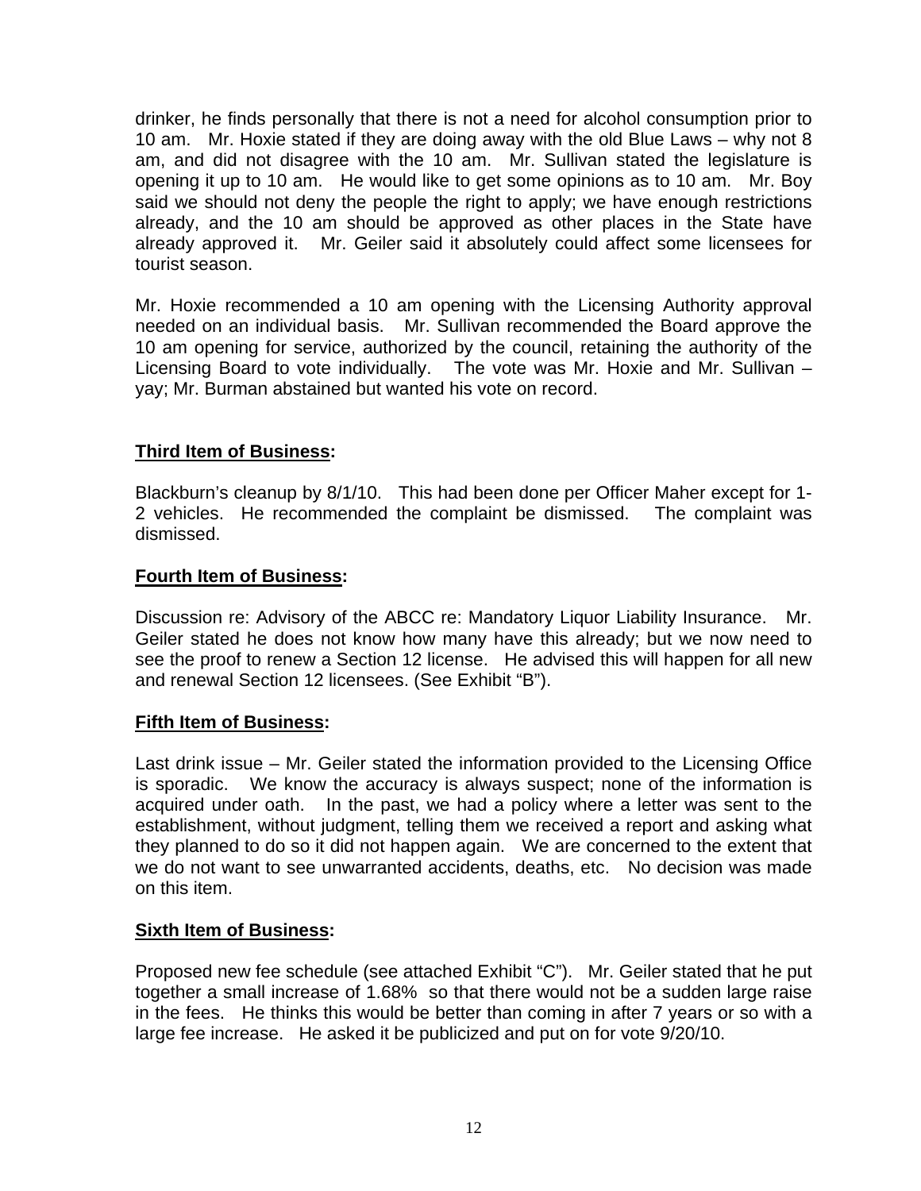drinker, he finds personally that there is not a need for alcohol consumption prior to 10 am. Mr. Hoxie stated if they are doing away with the old Blue Laws – why not 8 am, and did not disagree with the 10 am. Mr. Sullivan stated the legislature is opening it up to 10 am. He would like to get some opinions as to 10 am. Mr. Boy said we should not deny the people the right to apply; we have enough restrictions already, and the 10 am should be approved as other places in the State have already approved it. Mr. Geiler said it absolutely could affect some licensees for tourist season.

Mr. Hoxie recommended a 10 am opening with the Licensing Authority approval needed on an individual basis. Mr. Sullivan recommended the Board approve the 10 am opening for service, authorized by the council, retaining the authority of the Licensing Board to vote individually. The vote was Mr. Hoxie and Mr. Sullivan – yay; Mr. Burman abstained but wanted his vote on record.

**<u>Third Item of Business</u>:**

Blackburn's cleanup by 8/1/10. This had been done per Officer Maher except for 1-2 vehicles. He recommended the complaint be dismissed. The complaint was dismissed.

**<u>Fourth Item of Business</u>:**

Discussion re: Advisory of the ABCC re: Mandatory Liquor Liability Insurance. Mr. Geiler stated he does not know how many have this already; but we now need to see the proof to renew a Section 12 license. He advised this will happen for all new and renewal Section 12 licensees. (See Exhibit "B").

**<u>Fifth Item of Business</u>:**

Last drink issue – Mr. Geiler stated the information provided to the Licensing Office is sporadic. We know the accuracy is always suspect; none of the information is acquired under oath. In the past, we had a policy where a letter was sent to the establishment, without judgment, telling them we received a report and asking what they planned to do so it did not happen again. We are concerned to the extent that we do not want to see unwarranted accidents, deaths, etc. No decision was made on this item.

**<u>Sixth Item of Business</u>:**

Proposed new fee schedule (see attached Exhibit "C"). Mr. Geiler stated that he put together a small increase of 1.68% so that there would not be a sudden large raise in the fees. He thinks this would be better than coming in after 7 years or so with a large fee increase. He asked it be publicized and put on for vote 9/20/10.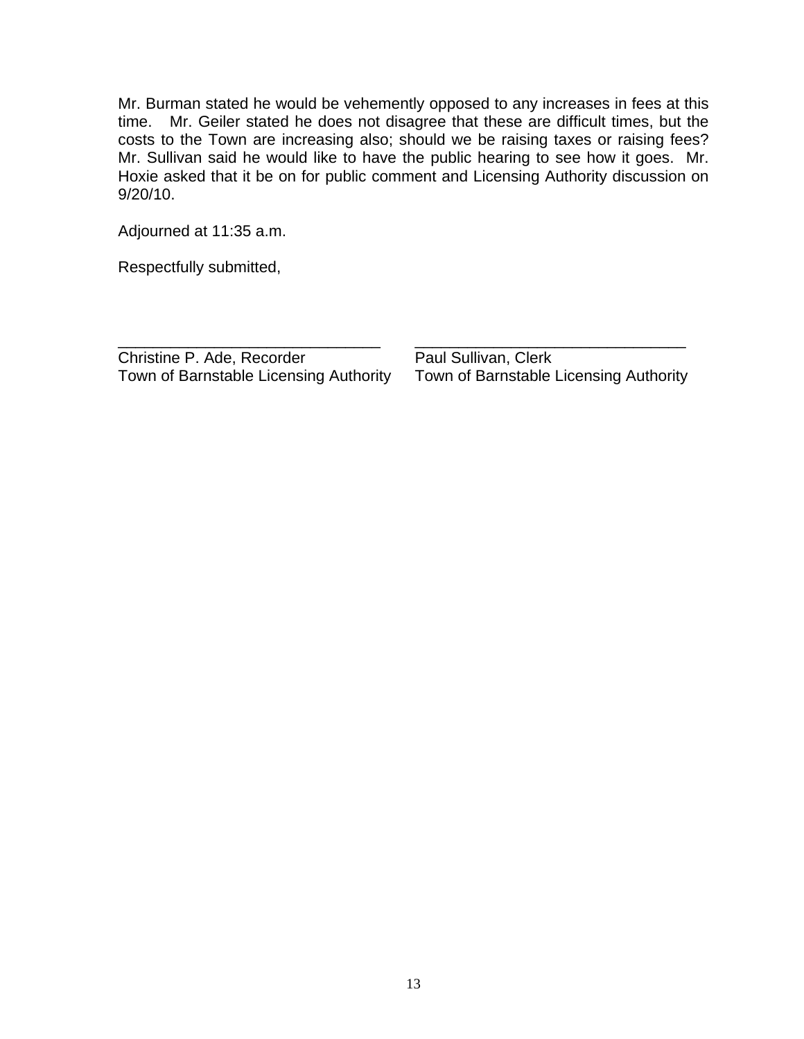Mr. Burman stated he would be vehemently opposed to any increases in fees at this time. Mr. Geiler stated he does not disagree that these are difficult times, but the costs to the Town are increasing also; should we be raising taxes or raising fees? Mr. Sullivan said he would like to have the public hearing to see how it goes. Mr. Hoxie asked that it be on for public comment and Licensing Authority discussion on 9/20/10.

Adjourned at 11:35 a.m.

Respectfully submitted,

| | |
|---|---|
| ______________________________ | ______________________________ |
| Christine P. Ade, Recorder | Paul Sullivan, Clerk |
| Town of Barnstable Licensing Authority | Town of Barnstable Licensing Authority |